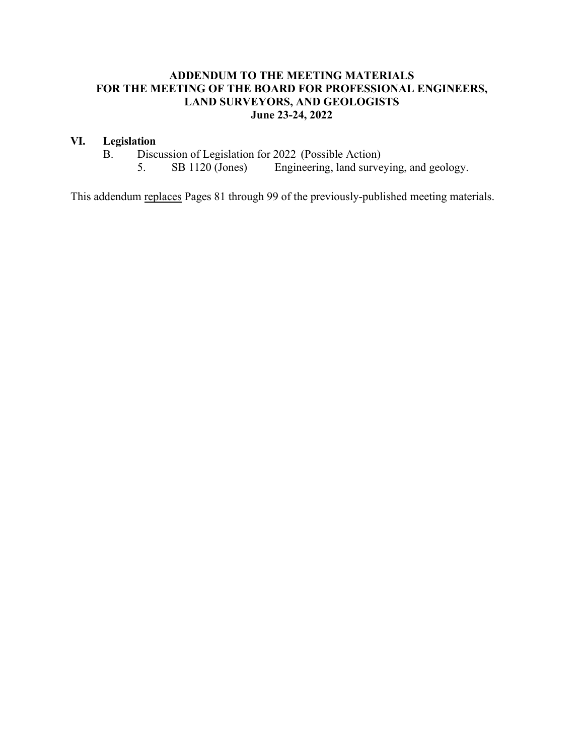# ADDENDUM TO THE MEETING MATERIALS FOR THE MEETING OF THE BOARD FOR PROFESSIONAL ENGINEERS, LAND SURVEYORS, AND GEOLOGISTS

## June 23-24, 2022

**VI. Legislation**

B. Discussion of Legislation for 2022 (Possible Action)

5. SB 1120 (Jones) Engineering, land surveying, and geology.

This addendum <u>replaces</u> Pages 81 through 99 of the previously-published meeting materials.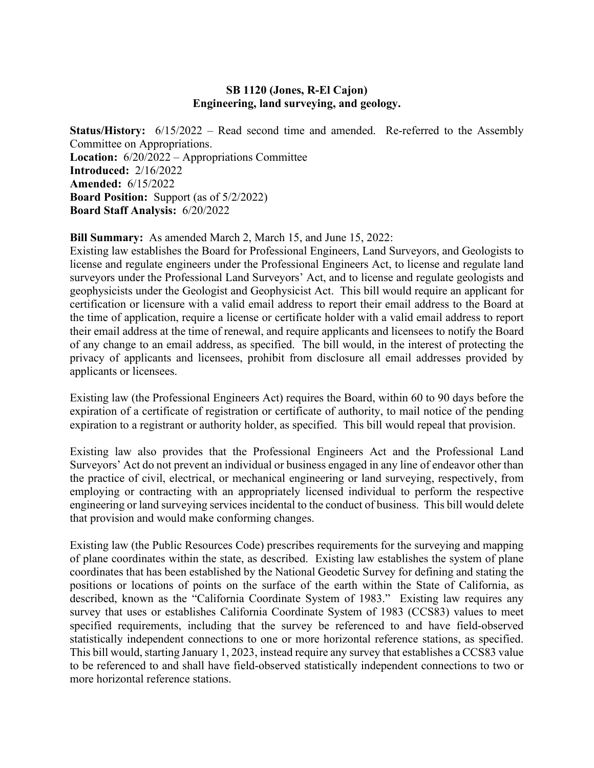**SB 1120 (Jones, R-El Cajon)**
**Engineering, land surveying, and geology.**

**Status/History:** 6/15/2022 – Read second time and amended. Re-referred to the Assembly Committee on Appropriations.
**Location:** 6/20/2022 – Appropriations Committee
**Introduced:** 2/16/2022
**Amended:** 6/15/2022
**Board Position:** Support (as of 5/2/2022)
**Board Staff Analysis:** 6/20/2022

**Bill Summary:** As amended March 2, March 15, and June 15, 2022:
Existing law establishes the Board for Professional Engineers, Land Surveyors, and Geologists to license and regulate engineers under the Professional Engineers Act, to license and regulate land surveyors under the Professional Land Surveyors' Act, and to license and regulate geologists and geophysicists under the Geologist and Geophysicist Act. This bill would require an applicant for certification or licensure with a valid email address to report their email address to the Board at the time of application, require a license or certificate holder with a valid email address to report their email address at the time of renewal, and require applicants and licensees to notify the Board of any change to an email address, as specified. The bill would, in the interest of protecting the privacy of applicants and licensees, prohibit from disclosure all email addresses provided by applicants or licensees.

Existing law (the Professional Engineers Act) requires the Board, within 60 to 90 days before the expiration of a certificate of registration or certificate of authority, to mail notice of the pending expiration to a registrant or authority holder, as specified. This bill would repeal that provision.

Existing law also provides that the Professional Engineers Act and the Professional Land Surveyors' Act do not prevent an individual or business engaged in any line of endeavor other than the practice of civil, electrical, or mechanical engineering or land surveying, respectively, from employing or contracting with an appropriately licensed individual to perform the respective engineering or land surveying services incidental to the conduct of business. This bill would delete that provision and would make conforming changes.

Existing law (the Public Resources Code) prescribes requirements for the surveying and mapping of plane coordinates within the state, as described. Existing law establishes the system of plane coordinates that has been established by the National Geodetic Survey for defining and stating the positions or locations of points on the surface of the earth within the State of California, as described, known as the "California Coordinate System of 1983." Existing law requires any survey that uses or establishes California Coordinate System of 1983 (CCS83) values to meet specified requirements, including that the survey be referenced to and have field-observed statistically independent connections to one or more horizontal reference stations, as specified. This bill would, starting January 1, 2023, instead require any survey that establishes a CCS83 value to be referenced to and shall have field-observed statistically independent connections to two or more horizontal reference stations.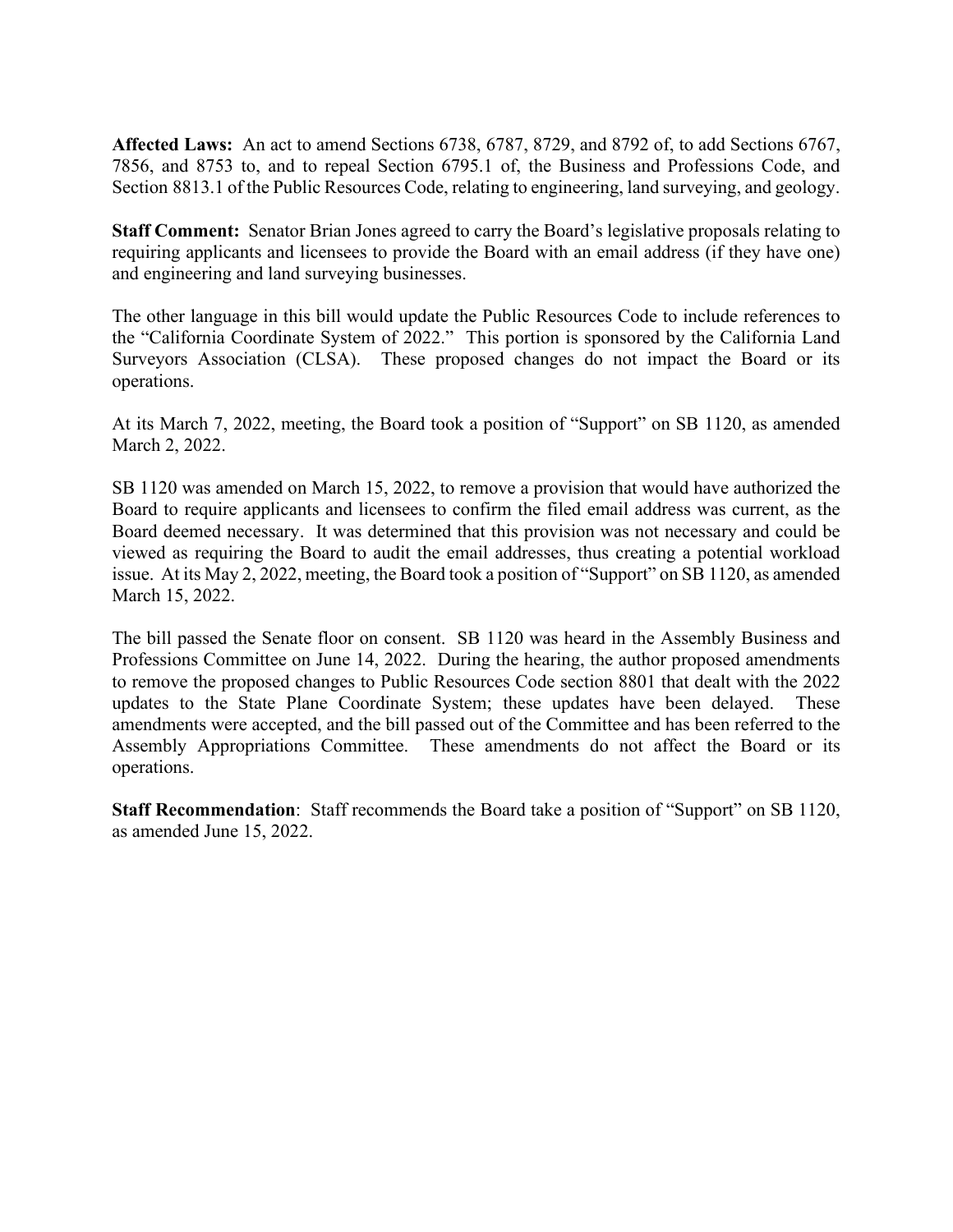**Affected Laws:** An act to amend Sections 6738, 6787, 8729, and 8792 of, to add Sections 6767, 7856, and 8753 to, and to repeal Section 6795.1 of, the Business and Professions Code, and Section 8813.1 of the Public Resources Code, relating to engineering, land surveying, and geology.

**Staff Comment:** Senator Brian Jones agreed to carry the Board's legislative proposals relating to requiring applicants and licensees to provide the Board with an email address (if they have one) and engineering and land surveying businesses.

The other language in this bill would update the Public Resources Code to include references to the "California Coordinate System of 2022." This portion is sponsored by the California Land Surveyors Association (CLSA). These proposed changes do not impact the Board or its operations.

At its March 7, 2022, meeting, the Board took a position of "Support" on SB 1120, as amended March 2, 2022.

SB 1120 was amended on March 15, 2022, to remove a provision that would have authorized the Board to require applicants and licensees to confirm the filed email address was current, as the Board deemed necessary. It was determined that this provision was not necessary and could be viewed as requiring the Board to audit the email addresses, thus creating a potential workload issue. At its May 2, 2022, meeting, the Board took a position of "Support" on SB 1120, as amended March 15, 2022.

The bill passed the Senate floor on consent. SB 1120 was heard in the Assembly Business and Professions Committee on June 14, 2022. During the hearing, the author proposed amendments to remove the proposed changes to Public Resources Code section 8801 that dealt with the 2022 updates to the State Plane Coordinate System; these updates have been delayed. These amendments were accepted, and the bill passed out of the Committee and has been referred to the Assembly Appropriations Committee. These amendments do not affect the Board or its operations.

**Staff Recommendation**: Staff recommends the Board take a position of "Support" on SB 1120, as amended June 15, 2022.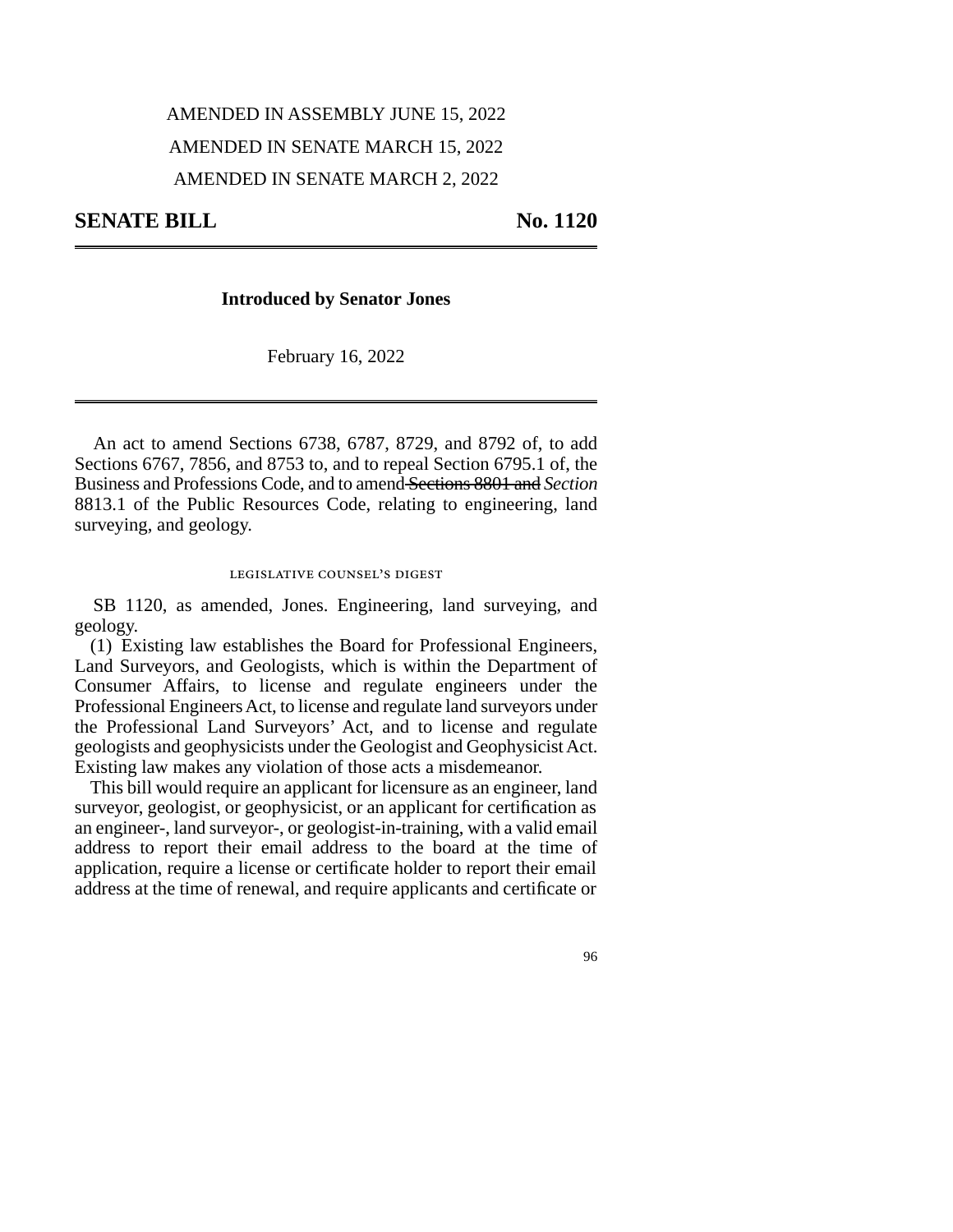AMENDED IN ASSEMBLY JUNE 15, 2022

AMENDED IN SENATE MARCH 15, 2022

AMENDED IN SENATE MARCH 2, 2022

**SENATE BILL No. 1120**

---

**Introduced by Senator Jones**

February 16, 2022

---

An act to amend Sections 6738, 6787, 8729, and 8792 of, to add Sections 6767, 7856, and 8753 to, and to repeal Section 6795.1 of, the Business and Professions Code, and to amend ~~Sections 8801 and~~ *Section* 8813.1 of the Public Resources Code, relating to engineering, land surveying, and geology.

LEGISLATIVE COUNSEL'S DIGEST

SB 1120, as amended, Jones. Engineering, land surveying, and geology.

(1) Existing law establishes the Board for Professional Engineers, Land Surveyors, and Geologists, which is within the Department of Consumer Affairs, to license and regulate engineers under the Professional Engineers Act, to license and regulate land surveyors under the Professional Land Surveyors' Act, and to license and regulate geologists and geophysicists under the Geologist and Geophysicist Act. Existing law makes any violation of those acts a misdemeanor.

This bill would require an applicant for licensure as an engineer, land surveyor, geologist, or geophysicist, or an applicant for certification as an engineer-, land surveyor-, or geologist-in-training, with a valid email address to report their email address to the board at the time of application, require a license or certificate holder to report their email address at the time of renewal, and require applicants and certificate or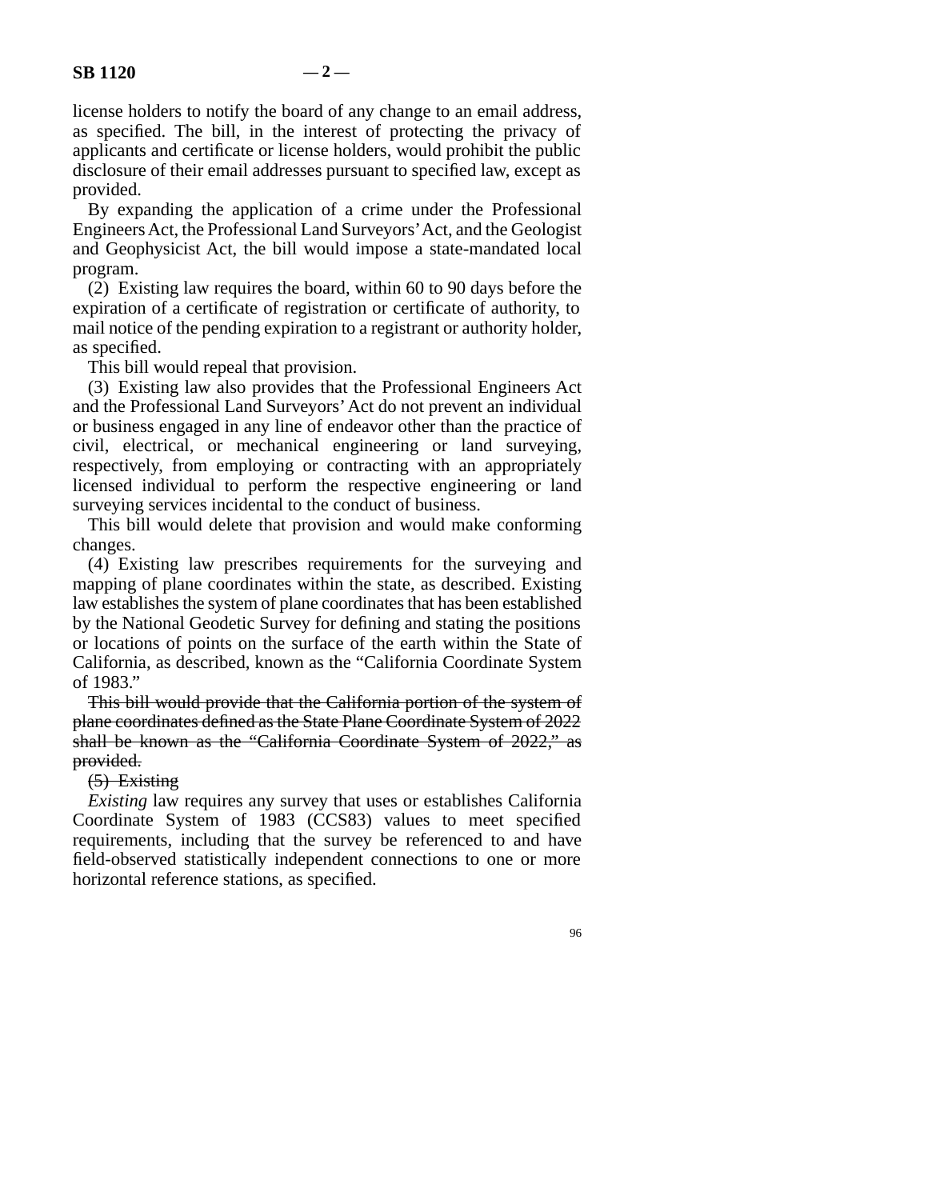license holders to notify the board of any change to an email address, as specified. The bill, in the interest of protecting the privacy of applicants and certificate or license holders, would prohibit the public disclosure of their email addresses pursuant to specified law, except as provided.

By expanding the application of a crime under the Professional Engineers Act, the Professional Land Surveyors' Act, and the Geologist and Geophysicist Act, the bill would impose a state-mandated local program.

(2) Existing law requires the board, within 60 to 90 days before the expiration of a certificate of registration or certificate of authority, to mail notice of the pending expiration to a registrant or authority holder, as specified.

This bill would repeal that provision.

(3) Existing law also provides that the Professional Engineers Act and the Professional Land Surveyors' Act do not prevent an individual or business engaged in any line of endeavor other than the practice of civil, electrical, or mechanical engineering or land surveying, respectively, from employing or contracting with an appropriately licensed individual to perform the respective engineering or land surveying services incidental to the conduct of business.

This bill would delete that provision and would make conforming changes.

(4) Existing law prescribes requirements for the surveying and mapping of plane coordinates within the state, as described. Existing law establishes the system of plane coordinates that has been established by the National Geodetic Survey for defining and stating the positions or locations of points on the surface of the earth within the State of California, as described, known as the "California Coordinate System of 1983."

~~This bill would provide that the California portion of the system of plane coordinates defined as the State Plane Coordinate System of 2022 shall be known as the "California Coordinate System of 2022," as provided.~~

~~(5) Existing~~

*Existing* law requires any survey that uses or establishes California Coordinate System of 1983 (CCS83) values to meet specified requirements, including that the survey be referenced to and have field-observed statistically independent connections to one or more horizontal reference stations, as specified.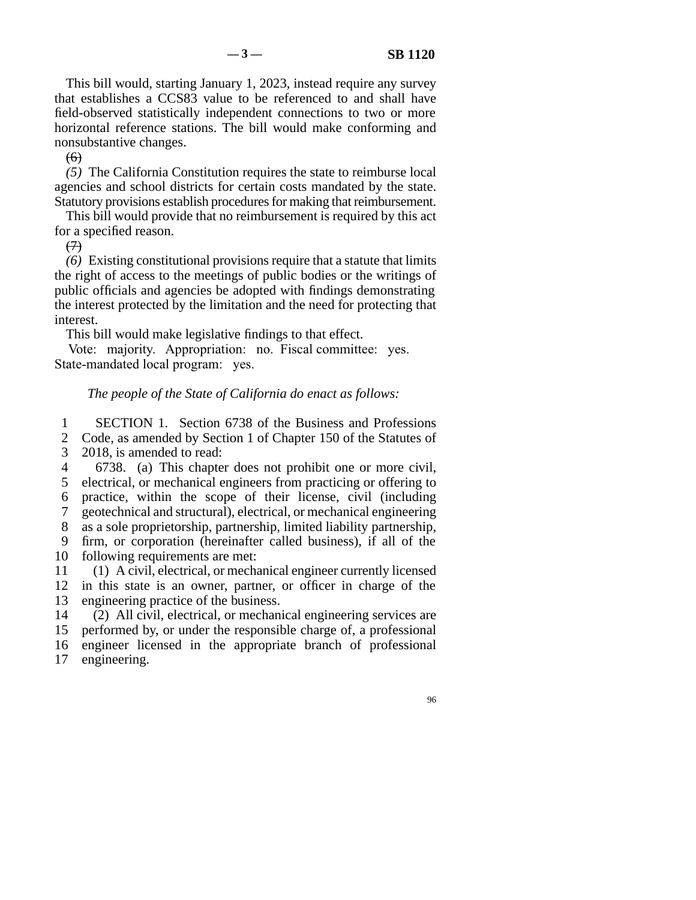This bill would, starting January 1, 2023, instead require any survey that establishes a CCS83 value to be referenced to and shall have field-observed statistically independent connections to two or more horizontal reference stations. The bill would make conforming and nonsubstantive changes.

~~(6)~~

*(5)* The California Constitution requires the state to reimburse local agencies and school districts for certain costs mandated by the state. Statutory provisions establish procedures for making that reimbursement.

This bill would provide that no reimbursement is required by this act for a specified reason.

~~(7)~~

*(6)* Existing constitutional provisions require that a statute that limits the right of access to the meetings of public bodies or the writings of public officials and agencies be adopted with findings demonstrating the interest protected by the limitation and the need for protecting that interest.

This bill would make legislative findings to that effect.

Vote: majority. Appropriation: no. Fiscal committee: yes. State-mandated local program: yes.

*The people of the State of California do enact as follows:*

SECTION 1. Section 6738 of the Business and Professions Code, as amended by Section 1 of Chapter 150 of the Statutes of 2018, is amended to read:

6738. (a) This chapter does not prohibit one or more civil, electrical, or mechanical engineers from practicing or offering to practice, within the scope of their license, civil (including geotechnical and structural), electrical, or mechanical engineering as a sole proprietorship, partnership, limited liability partnership, firm, or corporation (hereinafter called business), if all of the following requirements are met:

(1) A civil, electrical, or mechanical engineer currently licensed in this state is an owner, partner, or officer in charge of the engineering practice of the business.

(2) All civil, electrical, or mechanical engineering services are performed by, or under the responsible charge of, a professional engineer licensed in the appropriate branch of professional engineering.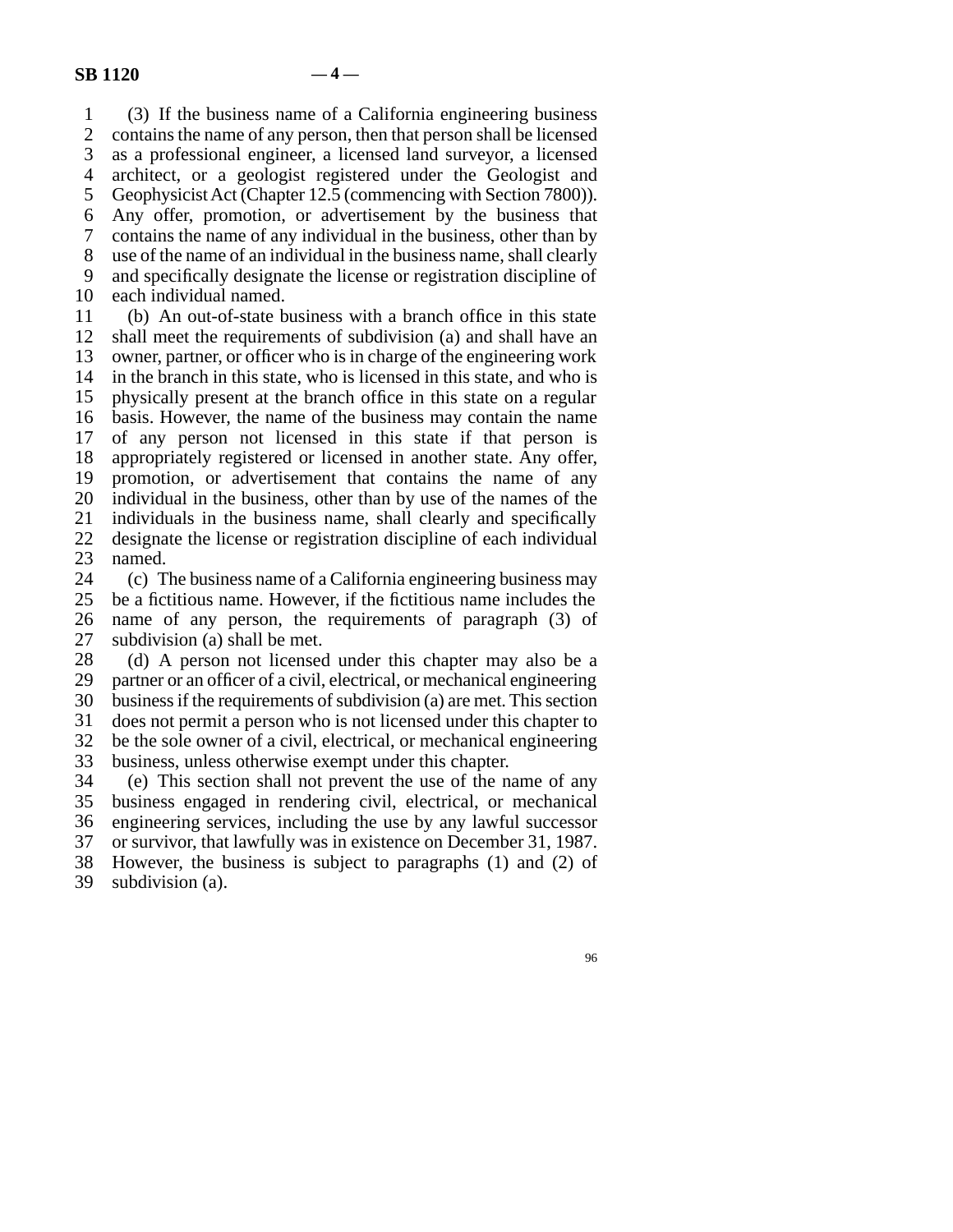(3) If the business name of a California engineering business contains the name of any person, then that person shall be licensed as a professional engineer, a licensed land surveyor, a licensed architect, or a geologist registered under the Geologist and Geophysicist Act (Chapter 12.5 (commencing with Section 7800)). Any offer, promotion, or advertisement by the business that contains the name of any individual in the business, other than by use of the name of an individual in the business name, shall clearly and specifically designate the license or registration discipline of each individual named.

(b) An out-of-state business with a branch office in this state shall meet the requirements of subdivision (a) and shall have an owner, partner, or officer who is in charge of the engineering work in the branch in this state, who is licensed in this state, and who is physically present at the branch office in this state on a regular basis. However, the name of the business may contain the name of any person not licensed in this state if that person is appropriately registered or licensed in another state. Any offer, promotion, or advertisement that contains the name of any individual in the business, other than by use of the names of the individuals in the business name, shall clearly and specifically designate the license or registration discipline of each individual named.

(c) The business name of a California engineering business may be a fictitious name. However, if the fictitious name includes the name of any person, the requirements of paragraph (3) of subdivision (a) shall be met.

(d) A person not licensed under this chapter may also be a partner or an officer of a civil, electrical, or mechanical engineering business if the requirements of subdivision (a) are met. This section does not permit a person who is not licensed under this chapter to be the sole owner of a civil, electrical, or mechanical engineering business, unless otherwise exempt under this chapter.

(e) This section shall not prevent the use of the name of any business engaged in rendering civil, electrical, or mechanical engineering services, including the use by any lawful successor or survivor, that lawfully was in existence on December 31, 1987. However, the business is subject to paragraphs (1) and (2) of subdivision (a).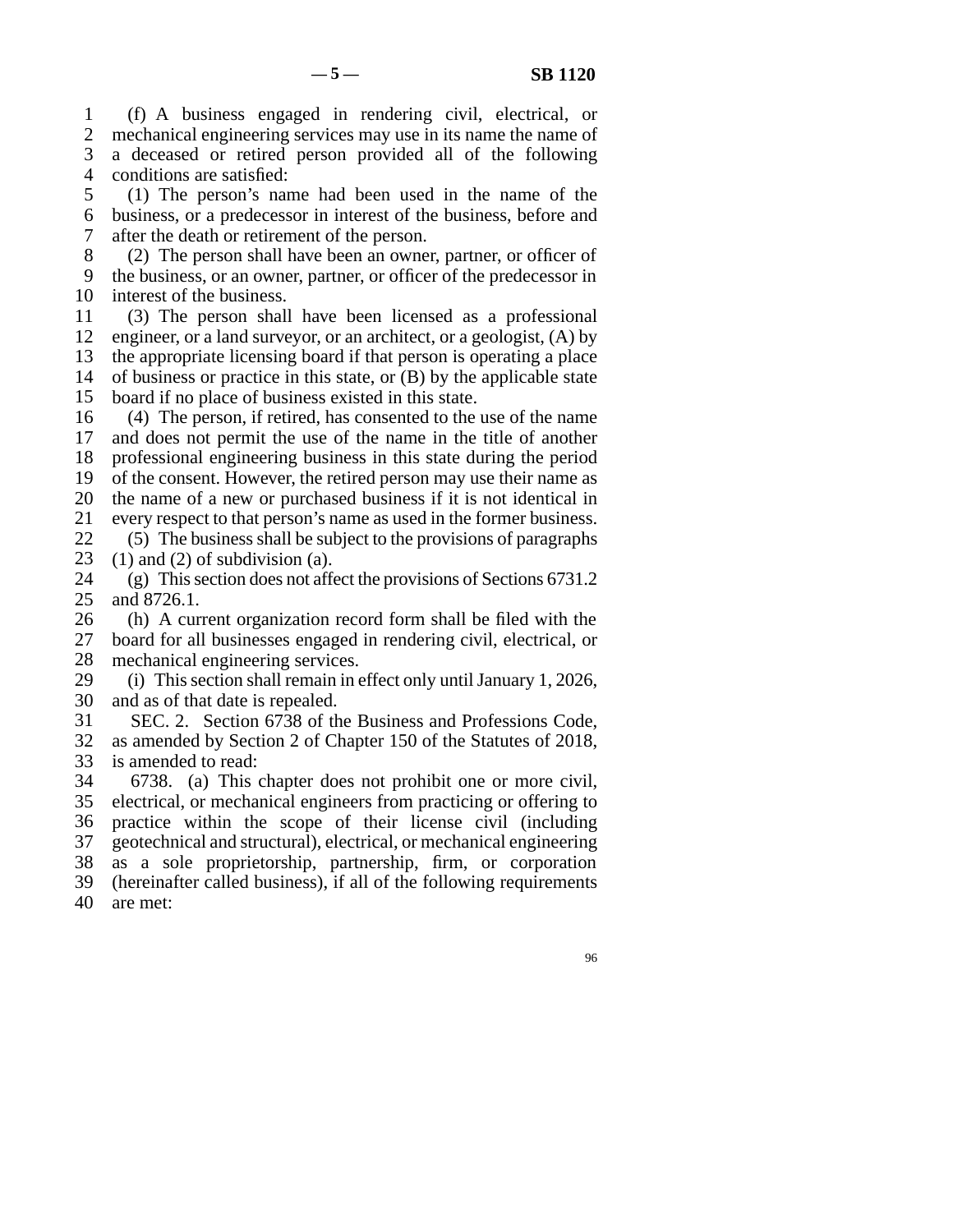(f) A business engaged in rendering civil, electrical, or mechanical engineering services may use in its name the name of a deceased or retired person provided all of the following conditions are satisfied:

(1) The person's name had been used in the name of the business, or a predecessor in interest of the business, before and after the death or retirement of the person.

(2) The person shall have been an owner, partner, or officer of the business, or an owner, partner, or officer of the predecessor in interest of the business.

(3) The person shall have been licensed as a professional engineer, or a land surveyor, or an architect, or a geologist, (A) by the appropriate licensing board if that person is operating a place of business or practice in this state, or (B) by the applicable state board if no place of business existed in this state.

(4) The person, if retired, has consented to the use of the name and does not permit the use of the name in the title of another professional engineering business in this state during the period of the consent. However, the retired person may use their name as the name of a new or purchased business if it is not identical in every respect to that person's name as used in the former business.

(5) The business shall be subject to the provisions of paragraphs (1) and (2) of subdivision (a).

(g) This section does not affect the provisions of Sections 6731.2 and 8726.1.

(h) A current organization record form shall be filed with the board for all businesses engaged in rendering civil, electrical, or mechanical engineering services.

(i) This section shall remain in effect only until January 1, 2026, and as of that date is repealed.

SEC. 2. Section 6738 of the Business and Professions Code, as amended by Section 2 of Chapter 150 of the Statutes of 2018, is amended to read:

6738. (a) This chapter does not prohibit one or more civil, electrical, or mechanical engineers from practicing or offering to practice within the scope of their license civil (including geotechnical and structural), electrical, or mechanical engineering as a sole proprietorship, partnership, firm, or corporation (hereinafter called business), if all of the following requirements are met: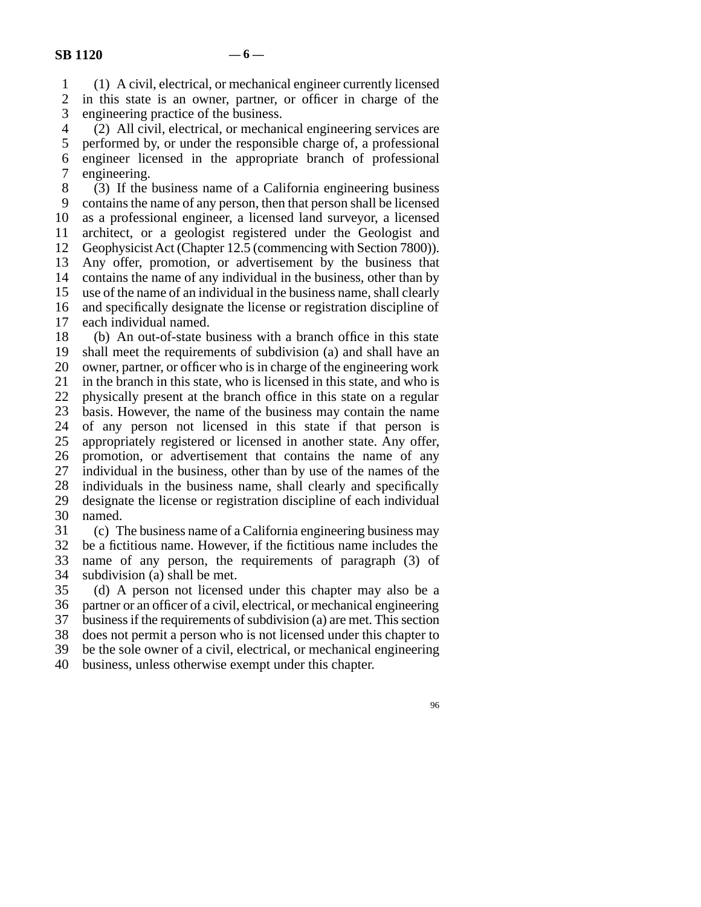(1) A civil, electrical, or mechanical engineer currently licensed in this state is an owner, partner, or officer in charge of the engineering practice of the business.

(2) All civil, electrical, or mechanical engineering services are performed by, or under the responsible charge of, a professional engineer licensed in the appropriate branch of professional engineering.

(3) If the business name of a California engineering business contains the name of any person, then that person shall be licensed as a professional engineer, a licensed land surveyor, a licensed architect, or a geologist registered under the Geologist and Geophysicist Act (Chapter 12.5 (commencing with Section 7800)). Any offer, promotion, or advertisement by the business that contains the name of any individual in the business, other than by use of the name of an individual in the business name, shall clearly and specifically designate the license or registration discipline of each individual named.

(b) An out-of-state business with a branch office in this state shall meet the requirements of subdivision (a) and shall have an owner, partner, or officer who is in charge of the engineering work in the branch in this state, who is licensed in this state, and who is physically present at the branch office in this state on a regular basis. However, the name of the business may contain the name of any person not licensed in this state if that person is appropriately registered or licensed in another state. Any offer, promotion, or advertisement that contains the name of any individual in the business, other than by use of the names of the individuals in the business name, shall clearly and specifically designate the license or registration discipline of each individual named.

(c) The business name of a California engineering business may be a fictitious name. However, if the fictitious name includes the name of any person, the requirements of paragraph (3) of subdivision (a) shall be met.

(d) A person not licensed under this chapter may also be a partner or an officer of a civil, electrical, or mechanical engineering business if the requirements of subdivision (a) are met. This section does not permit a person who is not licensed under this chapter to be the sole owner of a civil, electrical, or mechanical engineering business, unless otherwise exempt under this chapter.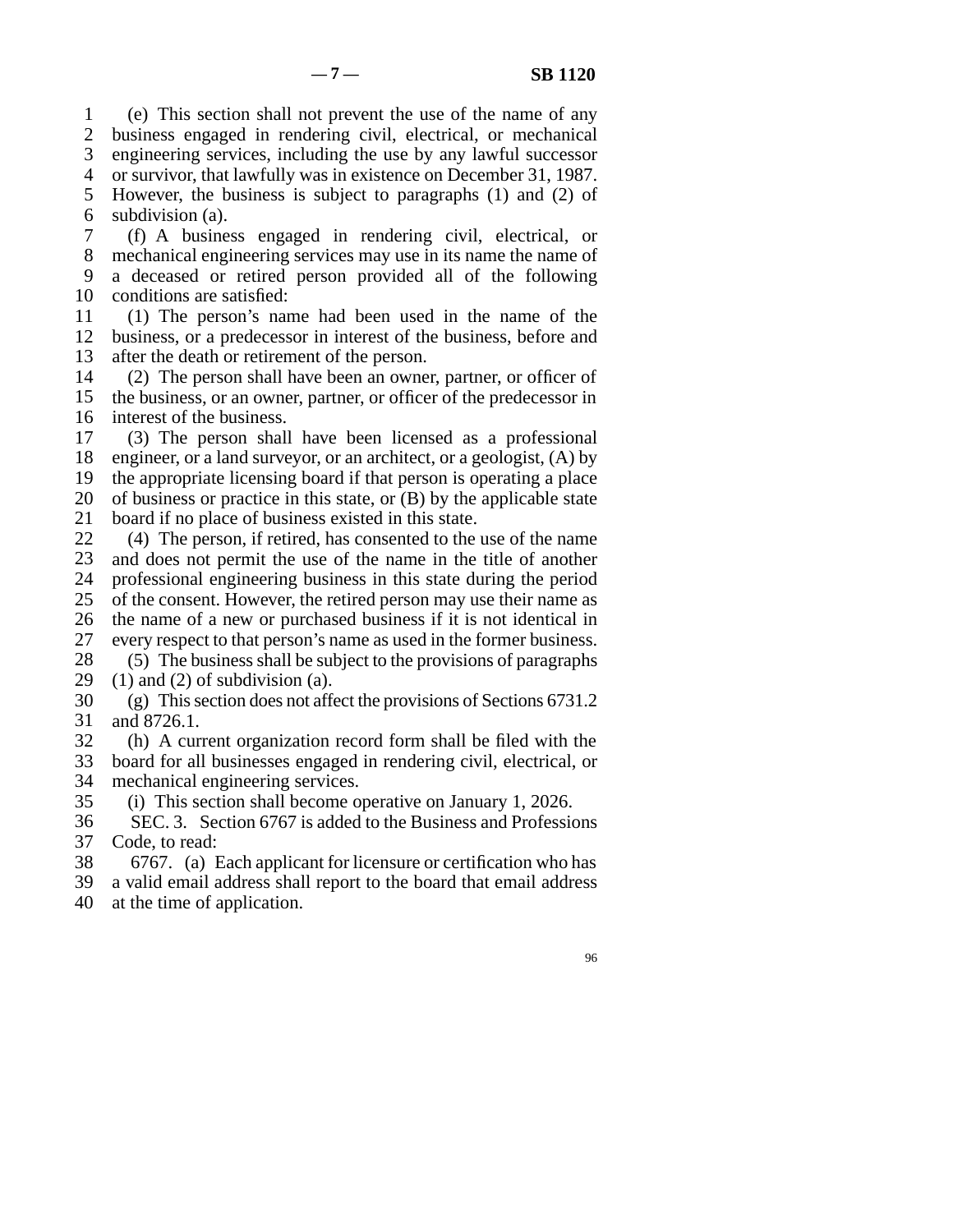(e) This section shall not prevent the use of the name of any business engaged in rendering civil, electrical, or mechanical engineering services, including the use by any lawful successor or survivor, that lawfully was in existence on December 31, 1987. However, the business is subject to paragraphs (1) and (2) of subdivision (a).

(f) A business engaged in rendering civil, electrical, or mechanical engineering services may use in its name the name of a deceased or retired person provided all of the following conditions are satisfied:

(1) The person's name had been used in the name of the business, or a predecessor in interest of the business, before and after the death or retirement of the person.

(2) The person shall have been an owner, partner, or officer of the business, or an owner, partner, or officer of the predecessor in interest of the business.

(3) The person shall have been licensed as a professional engineer, or a land surveyor, or an architect, or a geologist, (A) by the appropriate licensing board if that person is operating a place of business or practice in this state, or (B) by the applicable state board if no place of business existed in this state.

(4) The person, if retired, has consented to the use of the name and does not permit the use of the name in the title of another professional engineering business in this state during the period of the consent. However, the retired person may use their name as the name of a new or purchased business if it is not identical in every respect to that person's name as used in the former business.

(5) The business shall be subject to the provisions of paragraphs (1) and (2) of subdivision (a).

(g) This section does not affect the provisions of Sections 6731.2 and 8726.1.

(h) A current organization record form shall be filed with the board for all businesses engaged in rendering civil, electrical, or mechanical engineering services.

(i) This section shall become operative on January 1, 2026.

SEC. 3. Section 6767 is added to the Business and Professions Code, to read:

6767. (a) Each applicant for licensure or certification who has a valid email address shall report to the board that email address at the time of application.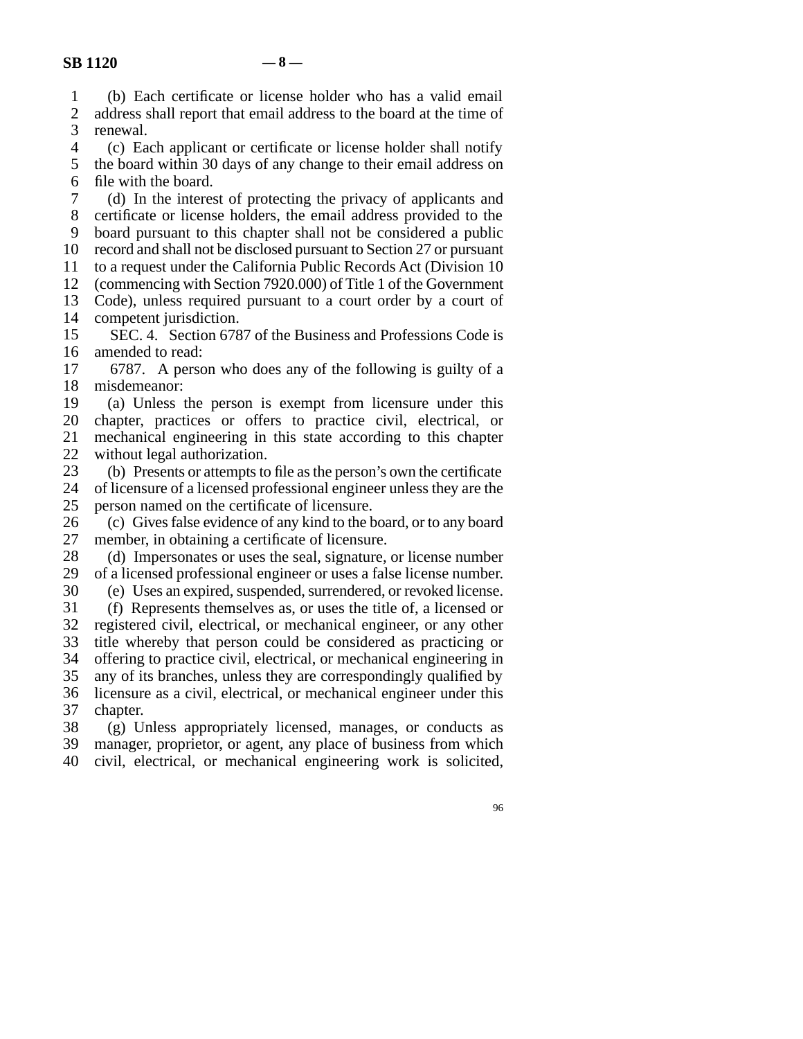(b) Each certificate or license holder who has a valid email address shall report that email address to the board at the time of renewal.

(c) Each applicant or certificate or license holder shall notify the board within 30 days of any change to their email address on file with the board.

(d) In the interest of protecting the privacy of applicants and certificate or license holders, the email address provided to the board pursuant to this chapter shall not be considered a public record and shall not be disclosed pursuant to Section 27 or pursuant to a request under the California Public Records Act (Division 10 (commencing with Section 7920.000) of Title 1 of the Government Code), unless required pursuant to a court order by a court of competent jurisdiction.

SEC. 4. Section 6787 of the Business and Professions Code is amended to read:

6787. A person who does any of the following is guilty of a misdemeanor:

(a) Unless the person is exempt from licensure under this chapter, practices or offers to practice civil, electrical, or mechanical engineering in this state according to this chapter without legal authorization.

(b) Presents or attempts to file as the person's own the certificate of licensure of a licensed professional engineer unless they are the person named on the certificate of licensure.

(c) Gives false evidence of any kind to the board, or to any board member, in obtaining a certificate of licensure.

(d) Impersonates or uses the seal, signature, or license number of a licensed professional engineer or uses a false license number.

(e) Uses an expired, suspended, surrendered, or revoked license.

(f) Represents themselves as, or uses the title of, a licensed or registered civil, electrical, or mechanical engineer, or any other title whereby that person could be considered as practicing or offering to practice civil, electrical, or mechanical engineering in any of its branches, unless they are correspondingly qualified by licensure as a civil, electrical, or mechanical engineer under this chapter.

(g) Unless appropriately licensed, manages, or conducts as manager, proprietor, or agent, any place of business from which civil, electrical, or mechanical engineering work is solicited,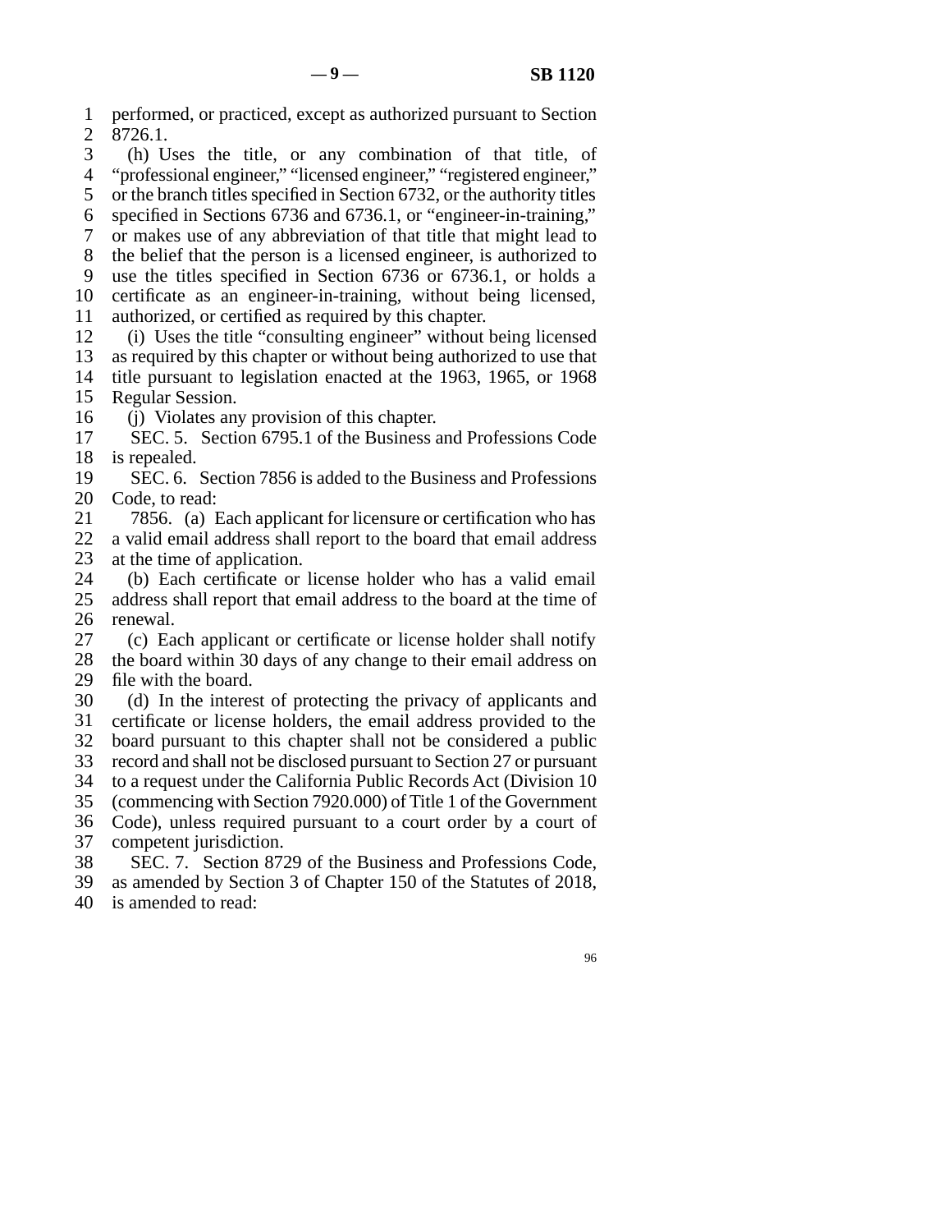performed, or practiced, except as authorized pursuant to Section 8726.1.

(h) Uses the title, or any combination of that title, of "professional engineer," "licensed engineer," "registered engineer," or the branch titles specified in Section 6732, or the authority titles specified in Sections 6736 and 6736.1, or "engineer-in-training," or makes use of any abbreviation of that title that might lead to the belief that the person is a licensed engineer, is authorized to use the titles specified in Section 6736 or 6736.1, or holds a certificate as an engineer-in-training, without being licensed, authorized, or certified as required by this chapter.

(i) Uses the title "consulting engineer" without being licensed as required by this chapter or without being authorized to use that title pursuant to legislation enacted at the 1963, 1965, or 1968 Regular Session.

(j) Violates any provision of this chapter.

SEC. 5. Section 6795.1 of the Business and Professions Code is repealed.

SEC. 6. Section 7856 is added to the Business and Professions Code, to read:

7856. (a) Each applicant for licensure or certification who has a valid email address shall report to the board that email address at the time of application.

(b) Each certificate or license holder who has a valid email address shall report that email address to the board at the time of renewal.

(c) Each applicant or certificate or license holder shall notify the board within 30 days of any change to their email address on file with the board.

(d) In the interest of protecting the privacy of applicants and certificate or license holders, the email address provided to the board pursuant to this chapter shall not be considered a public record and shall not be disclosed pursuant to Section 27 or pursuant to a request under the California Public Records Act (Division 10 (commencing with Section 7920.000) of Title 1 of the Government Code), unless required pursuant to a court order by a court of competent jurisdiction.

SEC. 7. Section 8729 of the Business and Professions Code, as amended by Section 3 of Chapter 150 of the Statutes of 2018, is amended to read: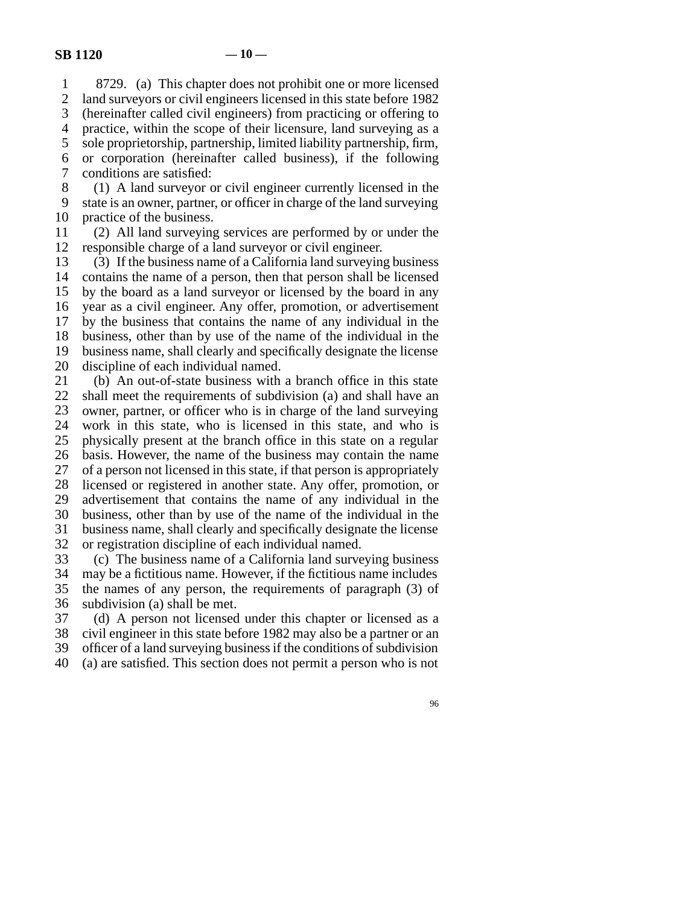8729. (a) This chapter does not prohibit one or more licensed land surveyors or civil engineers licensed in this state before 1982 (hereinafter called civil engineers) from practicing or offering to practice, within the scope of their licensure, land surveying as a sole proprietorship, partnership, limited liability partnership, firm, or corporation (hereinafter called business), if the following conditions are satisfied:

(1) A land surveyor or civil engineer currently licensed in the state is an owner, partner, or officer in charge of the land surveying practice of the business.

(2) All land surveying services are performed by or under the responsible charge of a land surveyor or civil engineer.

(3) If the business name of a California land surveying business contains the name of a person, then that person shall be licensed by the board as a land surveyor or licensed by the board in any year as a civil engineer. Any offer, promotion, or advertisement by the business that contains the name of any individual in the business, other than by use of the name of the individual in the business name, shall clearly and specifically designate the license discipline of each individual named.

(b) An out-of-state business with a branch office in this state shall meet the requirements of subdivision (a) and shall have an owner, partner, or officer who is in charge of the land surveying work in this state, who is licensed in this state, and who is physically present at the branch office in this state on a regular basis. However, the name of the business may contain the name of a person not licensed in this state, if that person is appropriately licensed or registered in another state. Any offer, promotion, or advertisement that contains the name of any individual in the business, other than by use of the name of the individual in the business name, shall clearly and specifically designate the license or registration discipline of each individual named.

(c) The business name of a California land surveying business may be a fictitious name. However, if the fictitious name includes the names of any person, the requirements of paragraph (3) of subdivision (a) shall be met.

(d) A person not licensed under this chapter or licensed as a civil engineer in this state before 1982 may also be a partner or an officer of a land surveying business if the conditions of subdivision (a) are satisfied. This section does not permit a person who is not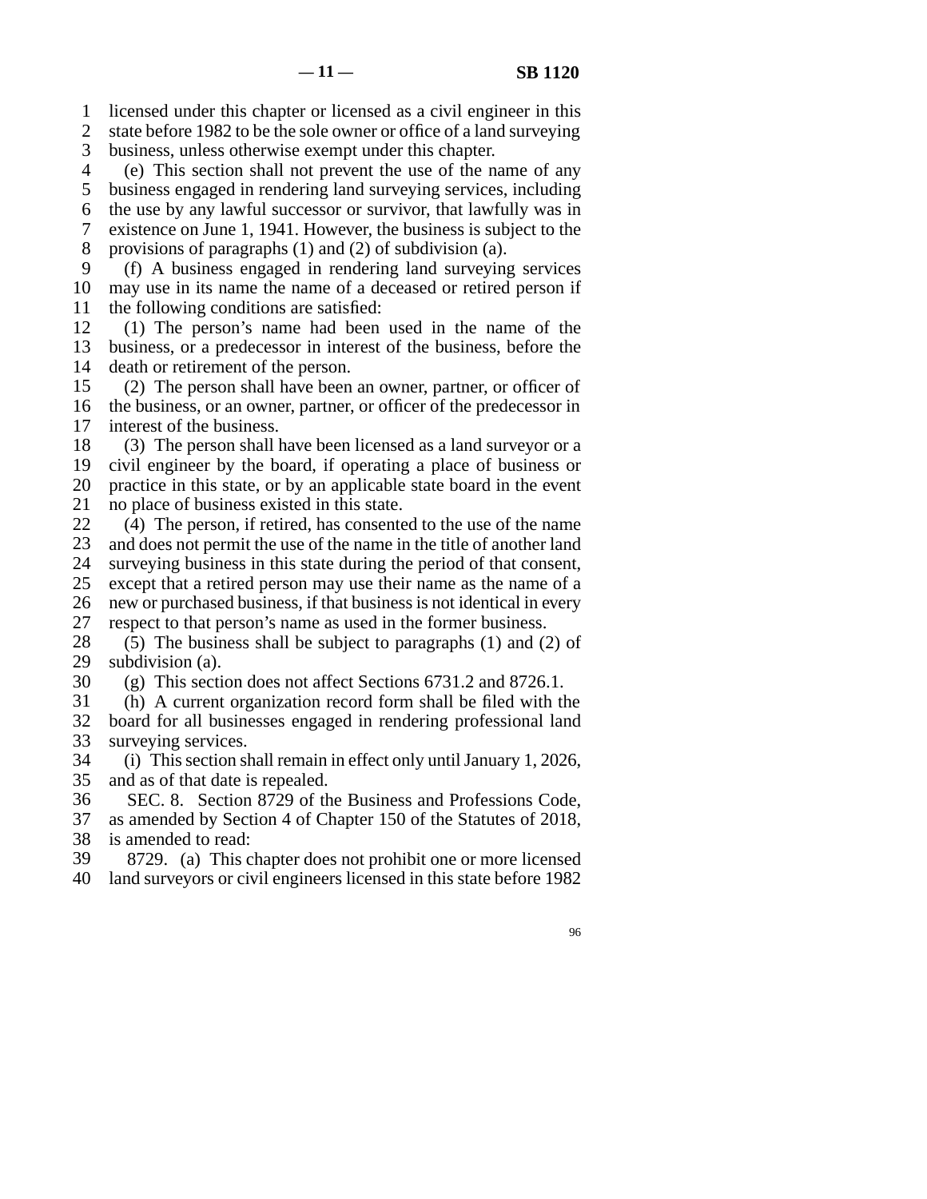licensed under this chapter or licensed as a civil engineer in this state before 1982 to be the sole owner or office of a land surveying business, unless otherwise exempt under this chapter.

(e) This section shall not prevent the use of the name of any business engaged in rendering land surveying services, including the use by any lawful successor or survivor, that lawfully was in existence on June 1, 1941. However, the business is subject to the provisions of paragraphs (1) and (2) of subdivision (a).

(f) A business engaged in rendering land surveying services may use in its name the name of a deceased or retired person if the following conditions are satisfied:

(1) The person's name had been used in the name of the business, or a predecessor in interest of the business, before the death or retirement of the person.

(2) The person shall have been an owner, partner, or officer of the business, or an owner, partner, or officer of the predecessor in interest of the business.

(3) The person shall have been licensed as a land surveyor or a civil engineer by the board, if operating a place of business or practice in this state, or by an applicable state board in the event no place of business existed in this state.

(4) The person, if retired, has consented to the use of the name and does not permit the use of the name in the title of another land surveying business in this state during the period of that consent, except that a retired person may use their name as the name of a new or purchased business, if that business is not identical in every respect to that person's name as used in the former business.

(5) The business shall be subject to paragraphs (1) and (2) of subdivision (a).

(g) This section does not affect Sections 6731.2 and 8726.1.

(h) A current organization record form shall be filed with the board for all businesses engaged in rendering professional land surveying services.

(i) This section shall remain in effect only until January 1, 2026, and as of that date is repealed.

SEC. 8. Section 8729 of the Business and Professions Code, as amended by Section 4 of Chapter 150 of the Statutes of 2018, is amended to read:

8729. (a) This chapter does not prohibit one or more licensed land surveyors or civil engineers licensed in this state before 1982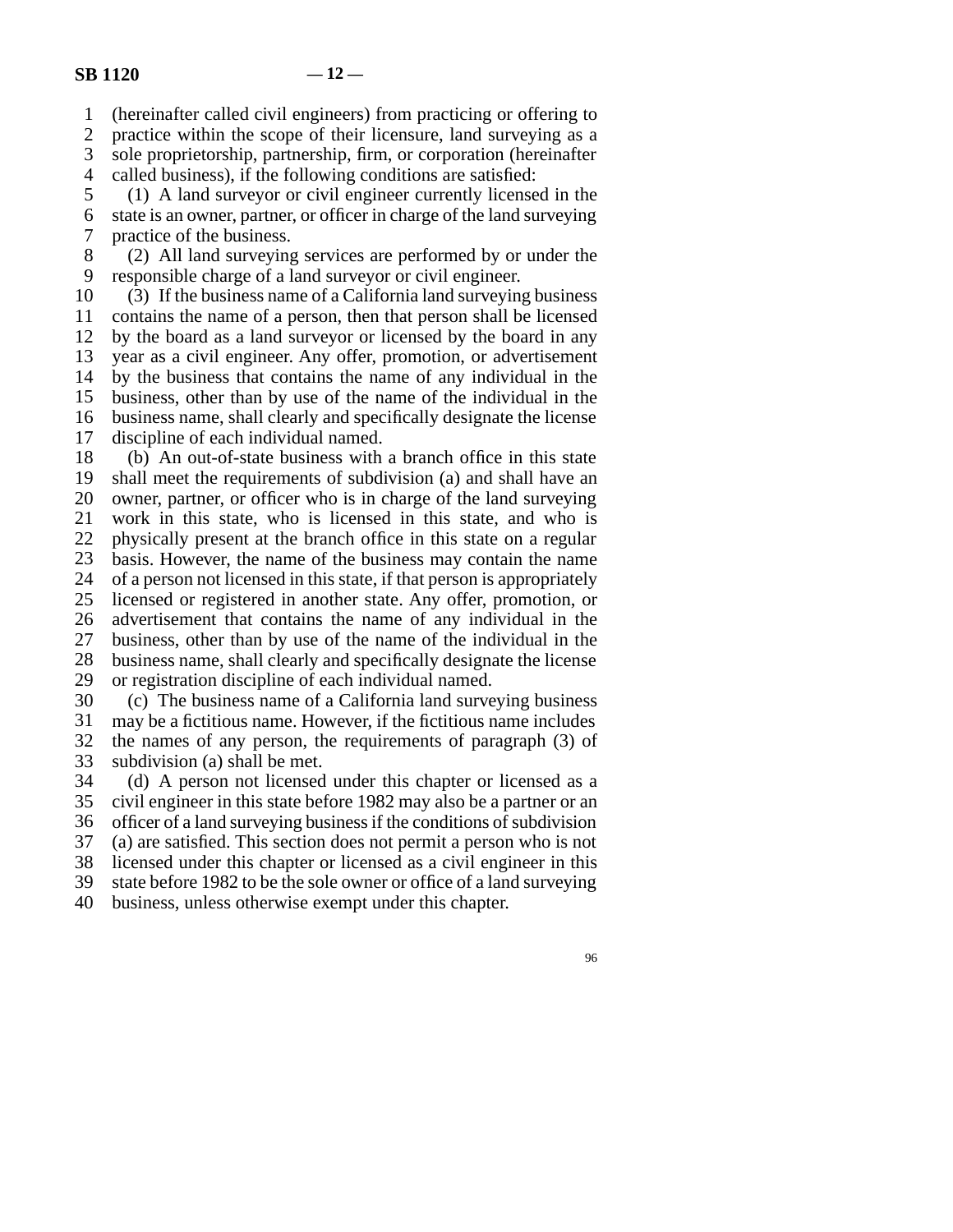(hereinafter called civil engineers) from practicing or offering to practice within the scope of their licensure, land surveying as a sole proprietorship, partnership, firm, or corporation (hereinafter called business), if the following conditions are satisfied:

(1) A land surveyor or civil engineer currently licensed in the state is an owner, partner, or officer in charge of the land surveying practice of the business.

(2) All land surveying services are performed by or under the responsible charge of a land surveyor or civil engineer.

(3) If the business name of a California land surveying business contains the name of a person, then that person shall be licensed by the board as a land surveyor or licensed by the board in any year as a civil engineer. Any offer, promotion, or advertisement by the business that contains the name of any individual in the business, other than by use of the name of the individual in the business name, shall clearly and specifically designate the license discipline of each individual named.

(b) An out-of-state business with a branch office in this state shall meet the requirements of subdivision (a) and shall have an owner, partner, or officer who is in charge of the land surveying work in this state, who is licensed in this state, and who is physically present at the branch office in this state on a regular basis. However, the name of the business may contain the name of a person not licensed in this state, if that person is appropriately licensed or registered in another state. Any offer, promotion, or advertisement that contains the name of any individual in the business, other than by use of the name of the individual in the business name, shall clearly and specifically designate the license or registration discipline of each individual named.

(c) The business name of a California land surveying business may be a fictitious name. However, if the fictitious name includes the names of any person, the requirements of paragraph (3) of subdivision (a) shall be met.

(d) A person not licensed under this chapter or licensed as a civil engineer in this state before 1982 may also be a partner or an officer of a land surveying business if the conditions of subdivision (a) are satisfied. This section does not permit a person who is not licensed under this chapter or licensed as a civil engineer in this state before 1982 to be the sole owner or office of a land surveying business, unless otherwise exempt under this chapter.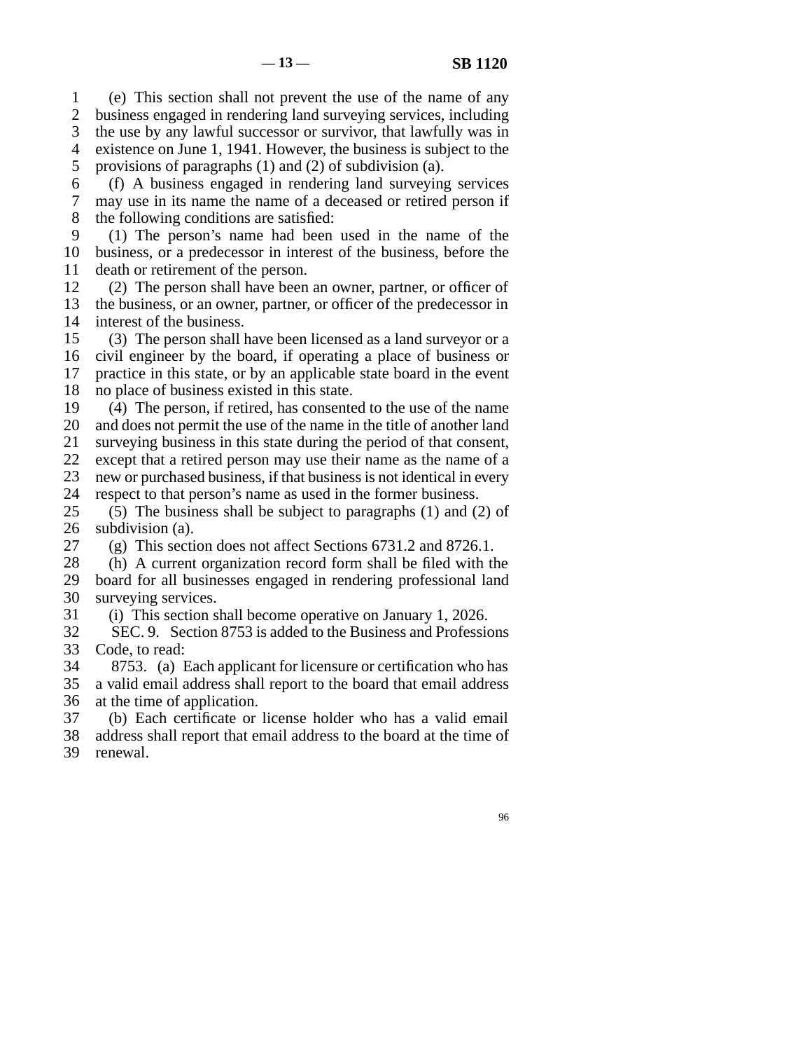(e) This section shall not prevent the use of the name of any business engaged in rendering land surveying services, including the use by any lawful successor or survivor, that lawfully was in existence on June 1, 1941. However, the business is subject to the provisions of paragraphs (1) and (2) of subdivision (a).

(f) A business engaged in rendering land surveying services may use in its name the name of a deceased or retired person if the following conditions are satisfied:

(1) The person's name had been used in the name of the business, or a predecessor in interest of the business, before the death or retirement of the person.

(2) The person shall have been an owner, partner, or officer of the business, or an owner, partner, or officer of the predecessor in interest of the business.

(3) The person shall have been licensed as a land surveyor or a civil engineer by the board, if operating a place of business or practice in this state, or by an applicable state board in the event no place of business existed in this state.

(4) The person, if retired, has consented to the use of the name and does not permit the use of the name in the title of another land surveying business in this state during the period of that consent, except that a retired person may use their name as the name of a new or purchased business, if that business is not identical in every respect to that person's name as used in the former business.

(5) The business shall be subject to paragraphs (1) and (2) of subdivision (a).

(g) This section does not affect Sections 6731.2 and 8726.1.

(h) A current organization record form shall be filed with the board for all businesses engaged in rendering professional land surveying services.

(i) This section shall become operative on January 1, 2026.

SEC. 9. Section 8753 is added to the Business and Professions Code, to read:

8753. (a) Each applicant for licensure or certification who has a valid email address shall report to the board that email address at the time of application.

(b) Each certificate or license holder who has a valid email address shall report that email address to the board at the time of renewal.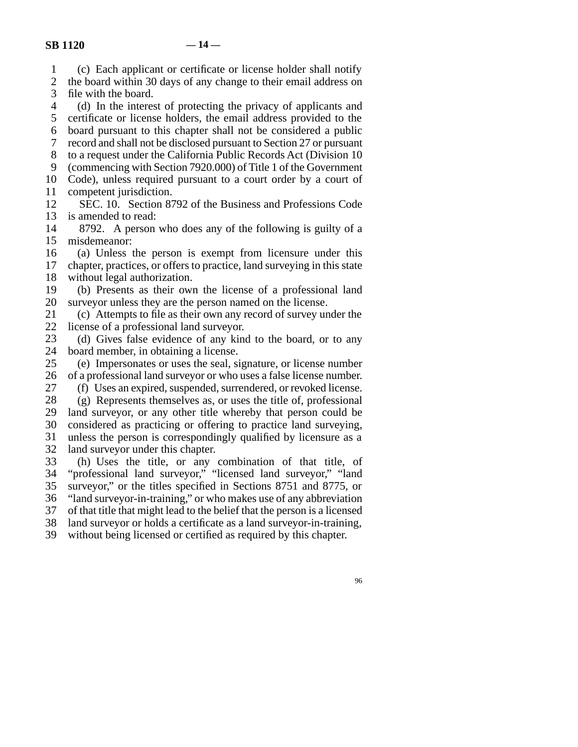(c) Each applicant or certificate or license holder shall notify the board within 30 days of any change to their email address on file with the board.

(d) In the interest of protecting the privacy of applicants and certificate or license holders, the email address provided to the board pursuant to this chapter shall not be considered a public record and shall not be disclosed pursuant to Section 27 or pursuant to a request under the California Public Records Act (Division 10 (commencing with Section 7920.000) of Title 1 of the Government Code), unless required pursuant to a court order by a court of competent jurisdiction.

SEC. 10. Section 8792 of the Business and Professions Code is amended to read:

8792. A person who does any of the following is guilty of a misdemeanor:

(a) Unless the person is exempt from licensure under this chapter, practices, or offers to practice, land surveying in this state without legal authorization.

(b) Presents as their own the license of a professional land surveyor unless they are the person named on the license.

(c) Attempts to file as their own any record of survey under the license of a professional land surveyor.

(d) Gives false evidence of any kind to the board, or to any board member, in obtaining a license.

(e) Impersonates or uses the seal, signature, or license number of a professional land surveyor or who uses a false license number.

(f) Uses an expired, suspended, surrendered, or revoked license.

(g) Represents themselves as, or uses the title of, professional land surveyor, or any other title whereby that person could be considered as practicing or offering to practice land surveying, unless the person is correspondingly qualified by licensure as a land surveyor under this chapter.

(h) Uses the title, or any combination of that title, of "professional land surveyor," "licensed land surveyor," "land surveyor," or the titles specified in Sections 8751 and 8775, or "land surveyor-in-training," or who makes use of any abbreviation of that title that might lead to the belief that the person is a licensed land surveyor or holds a certificate as a land surveyor-in-training, without being licensed or certified as required by this chapter.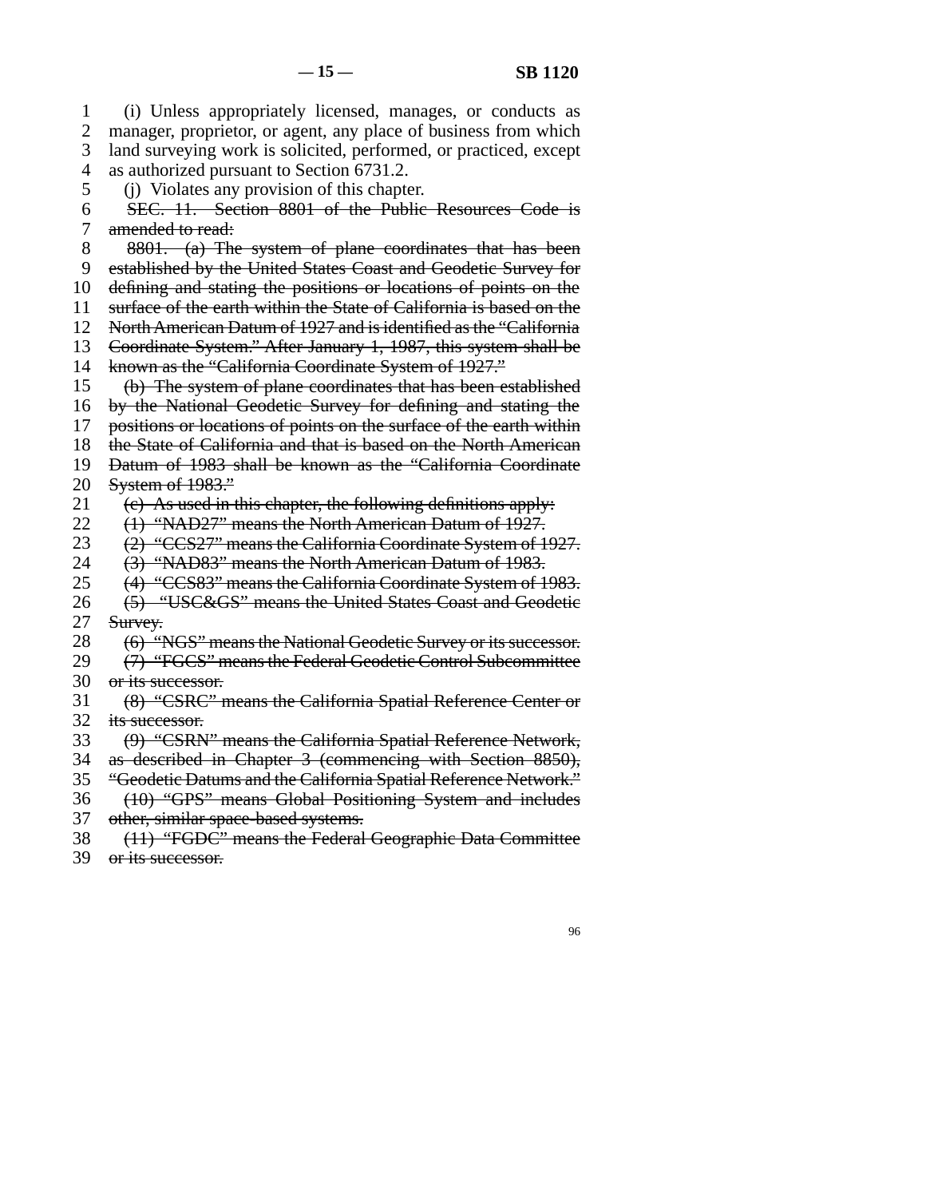(i) Unless appropriately licensed, manages, or conducts as manager, proprietor, or agent, any place of business from which land surveying work is solicited, performed, or practiced, except as authorized pursuant to Section 6731.2.

(j) Violates any provision of this chapter.

~~SEC. 11. Section 8801 of the Public Resources Code is amended to read:~~

~~8801. (a) The system of plane coordinates that has been established by the United States Coast and Geodetic Survey for defining and stating the positions or locations of points on the surface of the earth within the State of California is based on the North American Datum of 1927 and is identified as the "California Coordinate System." After January 1, 1987, this system shall be known as the "California Coordinate System of 1927."~~

~~(b) The system of plane coordinates that has been established by the National Geodetic Survey for defining and stating the positions or locations of points on the surface of the earth within the State of California and that is based on the North American Datum of 1983 shall be known as the "California Coordinate System of 1983."~~

~~(c) As used in this chapter, the following definitions apply:~~

~~(1) "NAD27" means the North American Datum of 1927.~~

~~(2) "CCS27" means the California Coordinate System of 1927.~~

~~(3) "NAD83" means the North American Datum of 1983.~~

~~(4) "CCS83" means the California Coordinate System of 1983.~~

~~(5) "USC&GS" means the United States Coast and Geodetic Survey.~~

~~(6) "NGS" means the National Geodetic Survey or its successor.~~

~~(7) "FGCS" means the Federal Geodetic Control Subcommittee or its successor.~~

~~(8) "CSRC" means the California Spatial Reference Center or its successor.~~

~~(9) "CSRN" means the California Spatial Reference Network, as described in Chapter 3 (commencing with Section 8850), "Geodetic Datums and the California Spatial Reference Network."~~

~~(10) "GPS" means Global Positioning System and includes other, similar space-based systems.~~

~~(11) "FGDC" means the Federal Geographic Data Committee or its successor.~~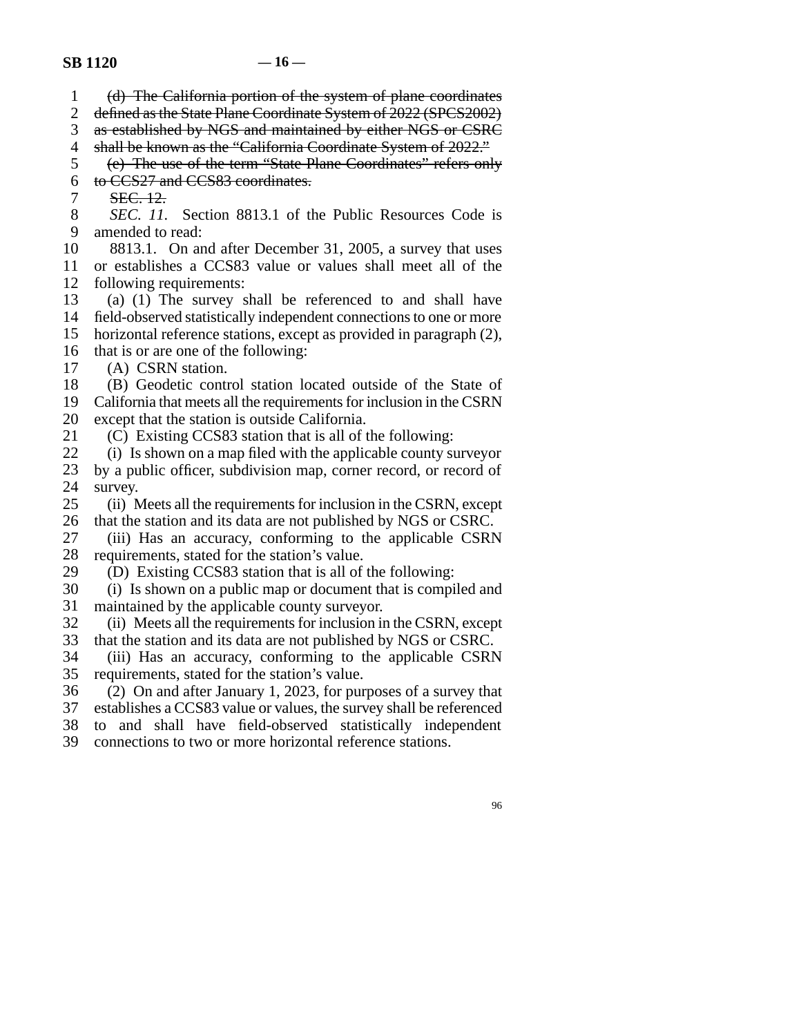~~(d) The California portion of the system of plane coordinates defined as the State Plane Coordinate System of 2022 (SPCS2002) as established by NGS and maintained by either NGS or CSRC shall be known as the "California Coordinate System of 2022."~~

~~(e) The use of the term "State Plane Coordinates" refers only to CCS27 and CCS83 coordinates.~~

~~SEC. 12.~~

*SEC. 11.* Section 8813.1 of the Public Resources Code is amended to read:

8813.1. On and after December 31, 2005, a survey that uses or establishes a CCS83 value or values shall meet all of the following requirements:

(a) (1) The survey shall be referenced to and shall have field-observed statistically independent connections to one or more horizontal reference stations, except as provided in paragraph (2), that is or are one of the following:

(A) CSRN station.

(B) Geodetic control station located outside of the State of California that meets all the requirements for inclusion in the CSRN except that the station is outside California.

(C) Existing CCS83 station that is all of the following:

(i) Is shown on a map filed with the applicable county surveyor by a public officer, subdivision map, corner record, or record of survey.

(ii) Meets all the requirements for inclusion in the CSRN, except that the station and its data are not published by NGS or CSRC.

(iii) Has an accuracy, conforming to the applicable CSRN requirements, stated for the station's value.

(D) Existing CCS83 station that is all of the following:

(i) Is shown on a public map or document that is compiled and maintained by the applicable county surveyor.

(ii) Meets all the requirements for inclusion in the CSRN, except that the station and its data are not published by NGS or CSRC.

(iii) Has an accuracy, conforming to the applicable CSRN requirements, stated for the station's value.

(2) On and after January 1, 2023, for purposes of a survey that establishes a CCS83 value or values, the survey shall be referenced to and shall have field-observed statistically independent connections to two or more horizontal reference stations.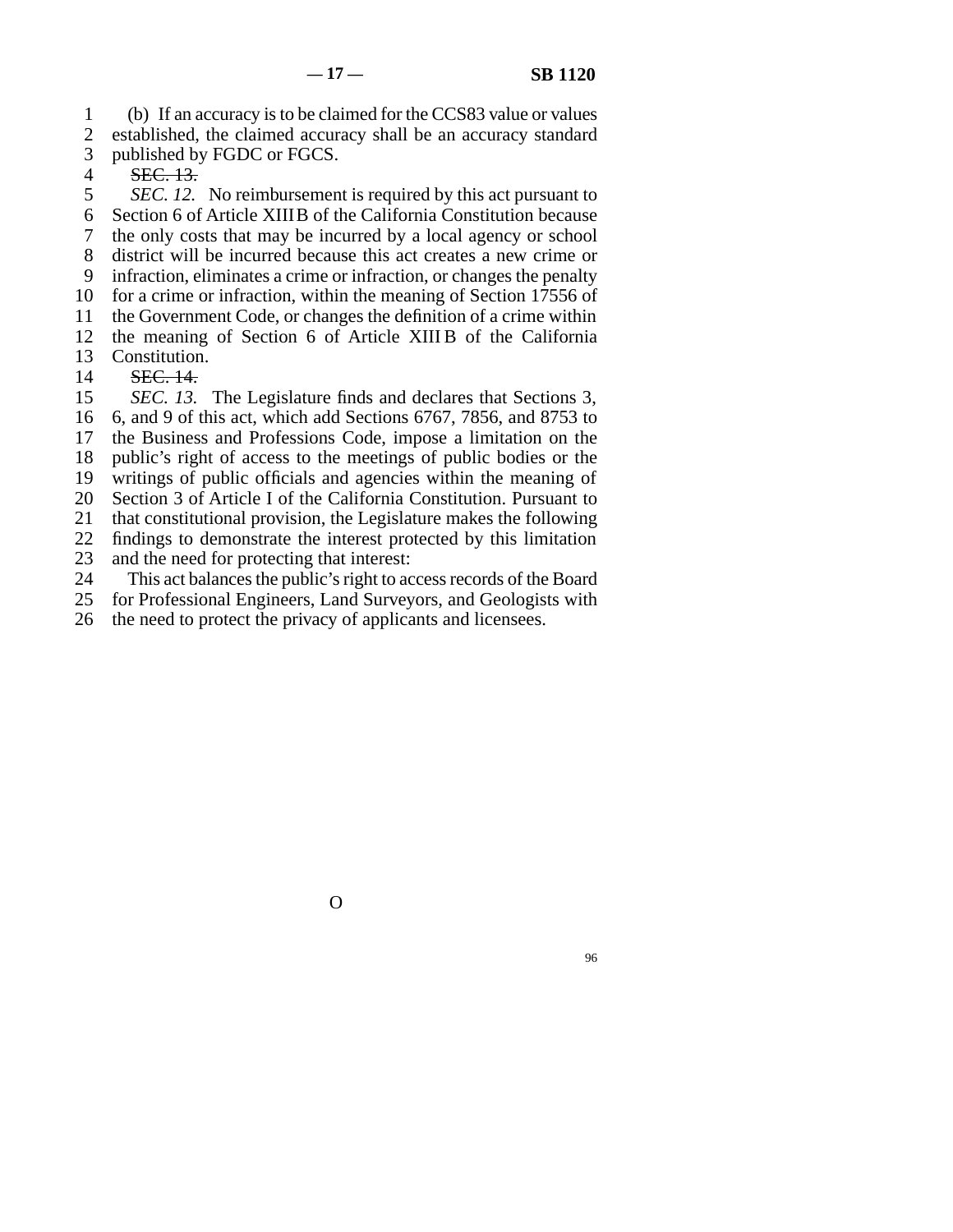(b) If an accuracy is to be claimed for the CCS83 value or values established, the claimed accuracy shall be an accuracy standard published by FGDC or FGCS.

~~SEC. 13.~~

*SEC. 12.* No reimbursement is required by this act pursuant to Section 6 of Article XIII B of the California Constitution because the only costs that may be incurred by a local agency or school district will be incurred because this act creates a new crime or infraction, eliminates a crime or infraction, or changes the penalty for a crime or infraction, within the meaning of Section 17556 of the Government Code, or changes the definition of a crime within the meaning of Section 6 of Article XIII B of the California Constitution.

~~SEC. 14.~~

*SEC. 13.* The Legislature finds and declares that Sections 3, 6, and 9 of this act, which add Sections 6767, 7856, and 8753 to the Business and Professions Code, impose a limitation on the public's right of access to the meetings of public bodies or the writings of public officials and agencies within the meaning of Section 3 of Article I of the California Constitution. Pursuant to that constitutional provision, the Legislature makes the following findings to demonstrate the interest protected by this limitation and the need for protecting that interest:

This act balances the public's right to access records of the Board for Professional Engineers, Land Surveyors, and Geologists with the need to protect the privacy of applicants and licensees.

O